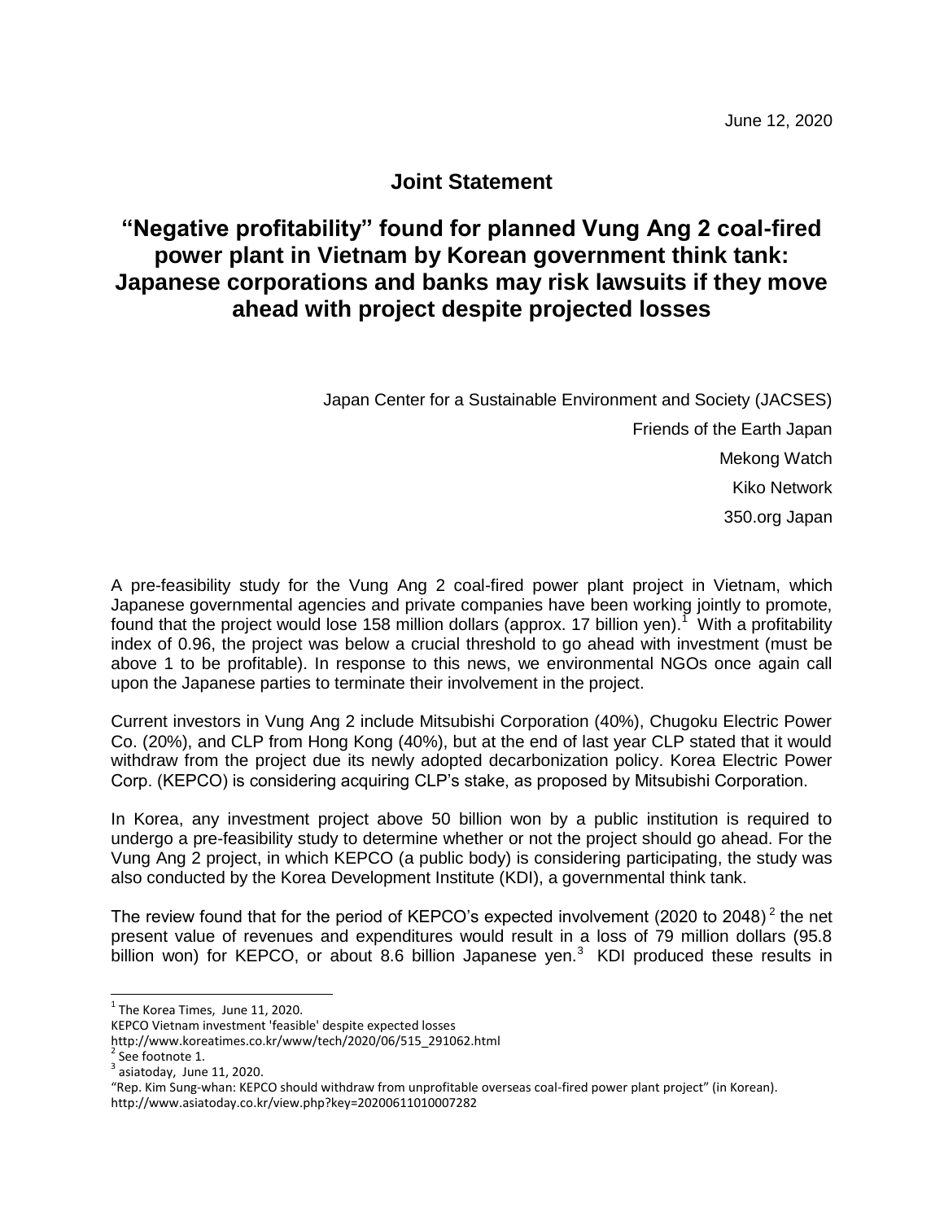June 12, 2020

## Joint Statement

# "Negative profitability" found for planned Vung Ang 2 coal-fired power plant in Vietnam by Korean government think tank: Japanese corporations and banks may risk lawsuits if they move ahead with project despite projected losses

Japan Center for a Sustainable Environment and Society (JACSES)
Friends of the Earth Japan
Mekong Watch
Kiko Network
350.org Japan

A pre-feasibility study for the Vung Ang 2 coal-fired power plant project in Vietnam, which Japanese governmental agencies and private companies have been working jointly to promote, found that the project would lose 158 million dollars (approx. 17 billion yen).[1] With a profitability index of 0.96, the project was below a crucial threshold to go ahead with investment (must be above 1 to be profitable). In response to this news, we environmental NGOs once again call upon the Japanese parties to terminate their involvement in the project.

Current investors in Vung Ang 2 include Mitsubishi Corporation (40%), Chugoku Electric Power Co. (20%), and CLP from Hong Kong (40%), but at the end of last year CLP stated that it would withdraw from the project due its newly adopted decarbonization policy. Korea Electric Power Corp. (KEPCO) is considering acquiring CLP's stake, as proposed by Mitsubishi Corporation.

In Korea, any investment project above 50 billion won by a public institution is required to undergo a pre-feasibility study to determine whether or not the project should go ahead. For the Vung Ang 2 project, in which KEPCO (a public body) is considering participating, the study was also conducted by the Korea Development Institute (KDI), a governmental think tank.

The review found that for the period of KEPCO's expected involvement (2020 to 2048)[2] the net present value of revenues and expenditures would result in a loss of 79 million dollars (95.8 billion won) for KEPCO, or about 8.6 billion Japanese yen.[3] KDI produced these results in

---

[1] The Korea Times, June 11, 2020.
KEPCO Vietnam investment 'feasible' despite expected losses
http://www.koreatimes.co.kr/www/tech/2020/06/515_291062.html

[2] See footnote 1.

[3] asiatoday, June 11, 2020.
"Rep. Kim Sung-whan: KEPCO should withdraw from unprofitable overseas coal-fired power plant project" (in Korean).
http://www.asiatoday.co.kr/view.php?key=20200611010007282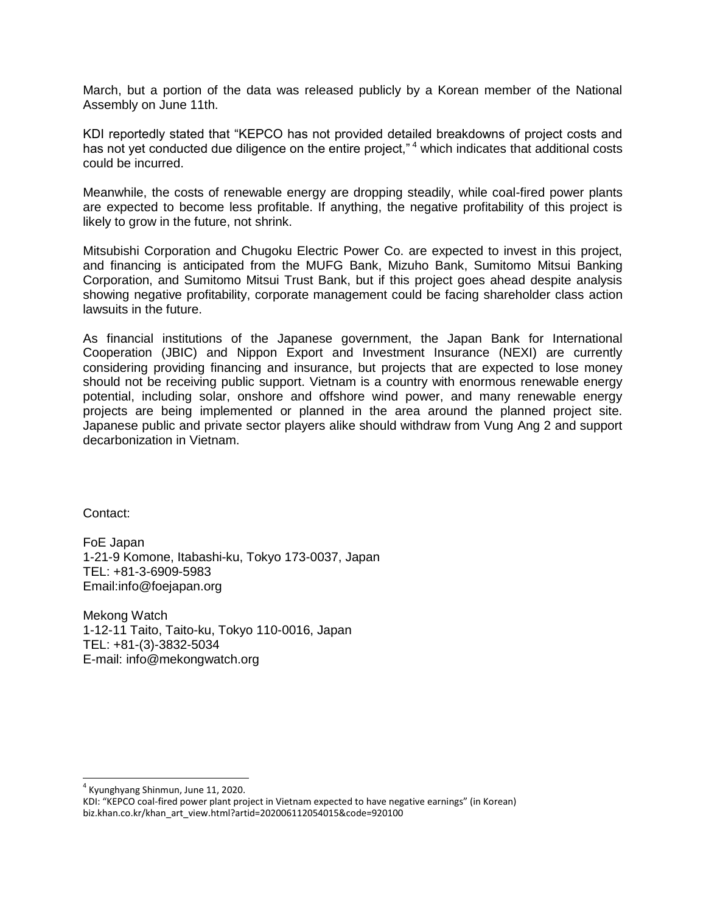March, but a portion of the data was released publicly by a Korean member of the National Assembly on June 11th.

KDI reportedly stated that "KEPCO has not provided detailed breakdowns of project costs and has not yet conducted due diligence on the entire project," [4] which indicates that additional costs could be incurred.

Meanwhile, the costs of renewable energy are dropping steadily, while coal-fired power plants are expected to become less profitable. If anything, the negative profitability of this project is likely to grow in the future, not shrink.

Mitsubishi Corporation and Chugoku Electric Power Co. are expected to invest in this project, and financing is anticipated from the MUFG Bank, Mizuho Bank, Sumitomo Mitsui Banking Corporation, and Sumitomo Mitsui Trust Bank, but if this project goes ahead despite analysis showing negative profitability, corporate management could be facing shareholder class action lawsuits in the future.

As financial institutions of the Japanese government, the Japan Bank for International Cooperation (JBIC) and Nippon Export and Investment Insurance (NEXI) are currently considering providing financing and insurance, but projects that are expected to lose money should not be receiving public support. Vietnam is a country with enormous renewable energy potential, including solar, onshore and offshore wind power, and many renewable energy projects are being implemented or planned in the area around the planned project site. Japanese public and private sector players alike should withdraw from Vung Ang 2 and support decarbonization in Vietnam.

Contact:

FoE Japan
1-21-9 Komone, Itabashi-ku, Tokyo 173-0037, Japan
TEL: +81-3-6909-5983
Email:info@foejapan.org

Mekong Watch
1-12-11 Taito, Taito-ku, Tokyo 110-0016, Japan
TEL: +81-(3)-3832-5034
E-mail: info@mekongwatch.org

[4] Kyunghyang Shinmun, June 11, 2020.
KDI: "KEPCO coal-fired power plant project in Vietnam expected to have negative earnings" (in Korean)
biz.khan.co.kr/khan_art_view.html?artid=202006112054015&code=920100